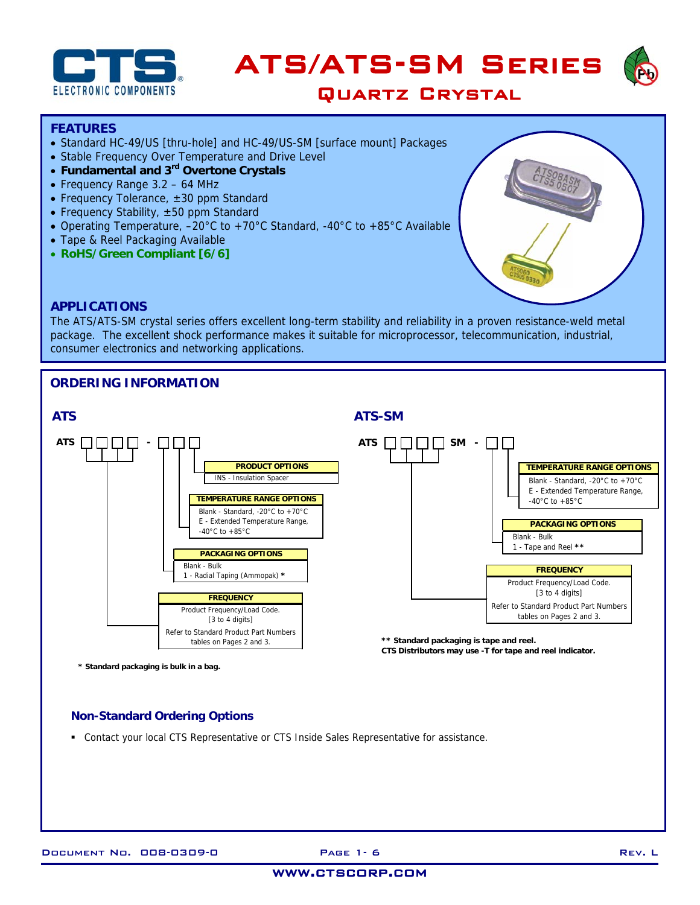# ATS/ATS-SM Series

## Quartz Crystal

### FEATURES

- Standard HC-49/US [thru-hole] and HC-49/US-SM [surface mount] Packages
- Stable Frequency Over Temperature and Drive Level
- **Fundamental and 3rd Overtone Crystals**
- Frequency Range 3.2 – 64 MHz
- Frequency Tolerance, ±30 ppm Standard
- Frequency Stability, ±50 ppm Standard
- Operating Temperature, –20°C to +70°C Standard, -40°C to +85°C Available
- Tape & Reel Packaging Available
- **RoHS/Green Compliant [6/6]**

### APPLICATIONS

The ATS/ATS-SM crystal series offers excellent long-term stability and reliability in a proven resistance-weld metal package. The excellent shock performance makes it suitable for microprocessor, telecommunication, industrial, consumer electronics and networking applications.

## ORDERING INFORMATION

### ATS

ATS □□□□ - □□□

**PRODUCT OPTIONS**
INS - Insulation Spacer

**TEMPERATURE RANGE OPTIONS**
Blank - Standard, -20°C to +70°C
E - Extended Temperature Range, -40°C to +85°C

**PACKAGING OPTIONS**
Blank - Bulk
1 - Radial Taping (Ammopak) *

**FREQUENCY**
Product Frequency/Load Code. [3 to 4 digits]
Refer to Standard Product Part Numbers tables on Pages 2 and 3.

**\* Standard packaging is bulk in a bag.**

### ATS-SM

ATS □□□□ SM - □□

**TEMPERATURE RANGE OPTIONS**
Blank - Standard, -20°C to +70°C
E - Extended Temperature Range, -40°C to +85°C

**PACKAGING OPTIONS**
Blank - Bulk
1 - Tape and Reel **

**FREQUENCY**
Product Frequency/Load Code. [3 to 4 digits]
Refer to Standard Product Part Numbers tables on Pages 2 and 3.

**\*\* Standard packaging is tape and reel.**
**CTS Distributors may use -T for tape and reel indicator.**

### Non-Standard Ordering Options

- Contact your local CTS Representative or CTS Inside Sales Representative for assistance.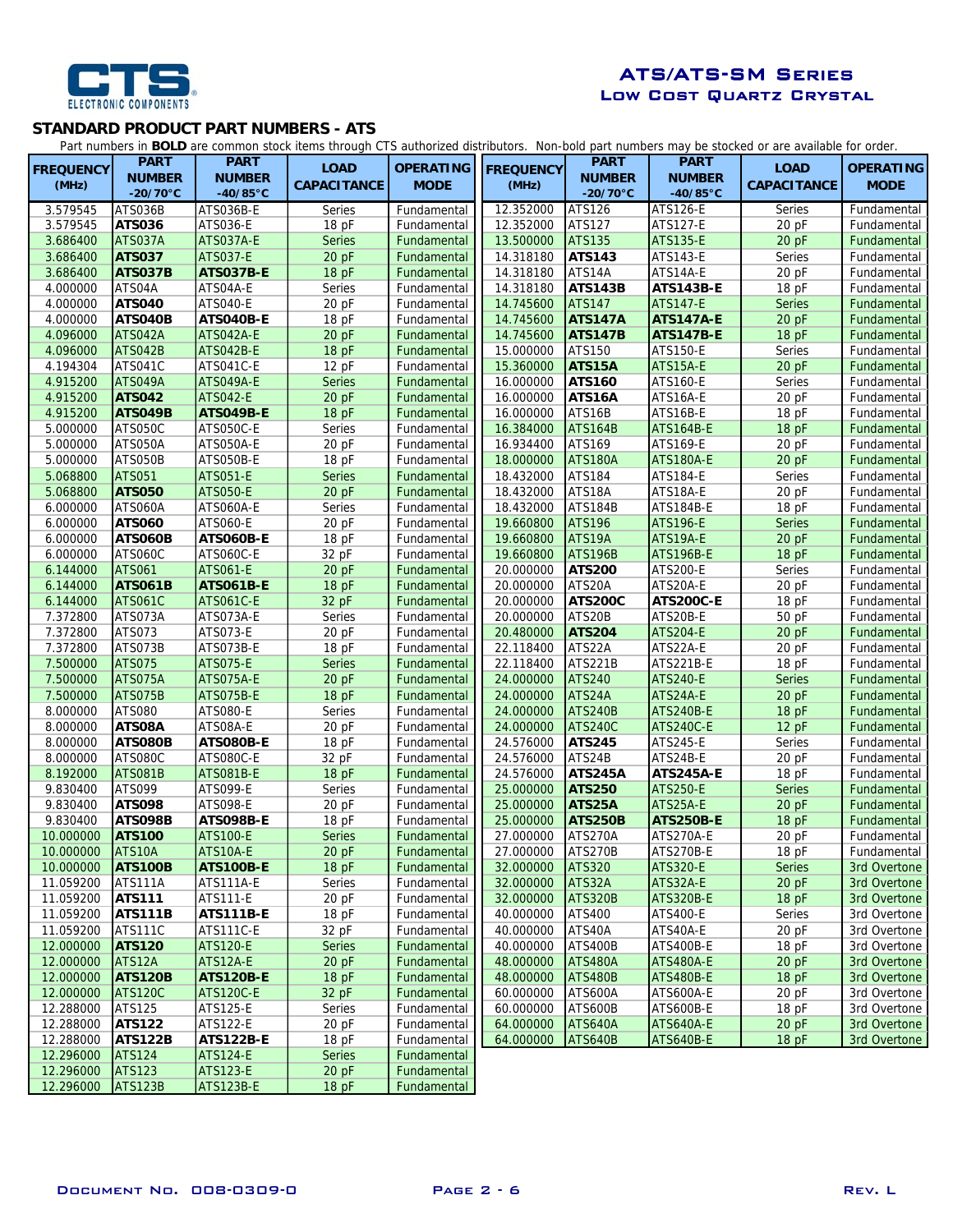# ATS/ATS-SM Series
## Low Cost Quartz Crystal

### STANDARD PRODUCT PART NUMBERS - ATS

Part numbers in **BOLD** are common stock items through CTS authorized distributors. Non-bold part numbers may be stocked or are available for order.

| FREQUENCY (MHz) | PART NUMBER -20/70°C | PART NUMBER -40/85°C | LOAD CAPACITANCE | OPERATING MODE |
|---|---|---|---|---|
| 3.579545 | ATS036B | ATS036B-E | Series | Fundamental |
| 3.579545 | **ATS036** | ATS036-E | 18 pF | Fundamental |
| 3.686400 | ATS037A | ATS037A-E | Series | Fundamental |
| 3.686400 | **ATS037** | ATS037-E | 20 pF | Fundamental |
| 3.686400 | **ATS037B** | **ATS037B-E** | 18 pF | Fundamental |
| 4.000000 | ATS04A | ATS04A-E | Series | Fundamental |
| 4.000000 | **ATS040** | ATS040-E | 20 pF | Fundamental |
| 4.000000 | **ATS040B** | **ATS040B-E** | 18 pF | Fundamental |
| 4.096000 | ATS042A | ATS042A-E | 20 pF | Fundamental |
| 4.096000 | ATS042B | ATS042B-E | 18 pF | Fundamental |
| 4.194304 | ATS041C | ATS041C-E | 12 pF | Fundamental |
| 4.915200 | ATS049A | ATS049A-E | Series | Fundamental |
| 4.915200 | **ATS042** | ATS042-E | 20 pF | Fundamental |
| 4.915200 | **ATS049B** | **ATS049B-E** | 18 pF | Fundamental |
| 5.000000 | ATS050C | ATS050C-E | Series | Fundamental |
| 5.000000 | ATS050A | ATS050A-E | 20 pF | Fundamental |
| 5.000000 | ATS050B | ATS050B-E | 18 pF | Fundamental |
| 5.068800 | ATS051 | ATS051-E | Series | Fundamental |
| 5.068800 | **ATS050** | ATS050-E | 20 pF | Fundamental |
| 6.000000 | ATS060A | ATS060A-E | Series | Fundamental |
| 6.000000 | **ATS060** | ATS060-E | 20 pF | Fundamental |
| 6.000000 | **ATS060B** | **ATS060B-E** | 18 pF | Fundamental |
| 6.000000 | ATS060C | ATS060C-E | 32 pF | Fundamental |
| 6.144000 | ATS061 | ATS061-E | 20 pF | Fundamental |
| 6.144000 | **ATS061B** | **ATS061B-E** | 18 pF | Fundamental |
| 6.144000 | ATS061C | ATS061C-E | 32 pF | Fundamental |
| 7.372800 | ATS073A | ATS073A-E | Series | Fundamental |
| 7.372800 | ATS073 | ATS073-E | 20 pF | Fundamental |
| 7.372800 | ATS073B | ATS073B-E | 18 pF | Fundamental |
| 7.500000 | ATS075 | ATS075-E | Series | Fundamental |
| 7.500000 | ATS075A | ATS075A-E | 20 pF | Fundamental |
| 7.500000 | ATS075B | ATS075B-E | 18 pF | Fundamental |
| 8.000000 | ATS080 | ATS080-E | Series | Fundamental |
| 8.000000 | **ATS08A** | ATS08A-E | 20 pF | Fundamental |
| 8.000000 | **ATS080B** | **ATS080B-E** | 18 pF | Fundamental |
| 8.000000 | ATS080C | ATS080C-E | 32 pF | Fundamental |
| 8.192000 | ATS081B | ATS081B-E | 18 pF | Fundamental |
| 9.830400 | ATS099 | ATS099-E | Series | Fundamental |
| 9.830400 | **ATS098** | ATS098-E | 20 pF | Fundamental |
| 9.830400 | **ATS098B** | **ATS098B-E** | 18 pF | Fundamental |
| 10.000000 | **ATS100** | ATS100-E | Series | Fundamental |
| 10.000000 | ATS10A | ATS10A-E | 20 pF | Fundamental |
| 10.000000 | **ATS100B** | **ATS100B-E** | 18 pF | Fundamental |
| 11.059200 | ATS111A | ATS111A-E | Series | Fundamental |
| 11.059200 | **ATS111** | ATS111-E | 20 pF | Fundamental |
| 11.059200 | **ATS111B** | **ATS111B-E** | 18 pF | Fundamental |
| 11.059200 | ATS111C | ATS111C-E | 32 pF | Fundamental |
| 12.000000 | **ATS120** | ATS120-E | Series | Fundamental |
| 12.000000 | ATS12A | ATS12A-E | 20 pF | Fundamental |
| 12.000000 | **ATS120B** | **ATS120B-E** | 18 pF | Fundamental |
| 12.000000 | ATS120C | ATS120C-E | 32 pF | Fundamental |
| 12.288000 | ATS125 | ATS125-E | Series | Fundamental |
| 12.288000 | **ATS122** | ATS122-E | 20 pF | Fundamental |
| 12.288000 | **ATS122B** | **ATS122B-E** | 18 pF | Fundamental |
| 12.296000 | ATS124 | ATS124-E | Series | Fundamental |
| 12.296000 | ATS123 | ATS123-E | 20 pF | Fundamental |
| 12.296000 | ATS123B | ATS123B-E | 18 pF | Fundamental |
| 12.352000 | ATS126 | ATS126-E | Series | Fundamental |
| 12.352000 | ATS127 | ATS127-E | 20 pF | Fundamental |
| 13.500000 | ATS135 | ATS135-E | 20 pF | Fundamental |
| 14.318180 | **ATS143** | ATS143-E | Series | Fundamental |
| 14.318180 | ATS14A | ATS14A-E | 20 pF | Fundamental |
| 14.318180 | **ATS143B** | **ATS143B-E** | 18 pF | Fundamental |
| 14.745600 | ATS147 | ATS147-E | Series | Fundamental |
| 14.745600 | **ATS147A** | **ATS147A-E** | 20 pF | Fundamental |
| 14.745600 | **ATS147B** | **ATS147B-E** | 18 pF | Fundamental |
| 15.000000 | ATS150 | ATS150-E | Series | Fundamental |
| 15.360000 | **ATS15A** | ATS15A-E | 20 pF | Fundamental |
| 16.000000 | **ATS160** | ATS160-E | Series | Fundamental |
| 16.000000 | **ATS16A** | ATS16A-E | 20 pF | Fundamental |
| 16.000000 | ATS16B | ATS16B-E | 18 pF | Fundamental |
| 16.384000 | ATS164B | ATS164B-E | 18 pF | Fundamental |
| 16.934400 | ATS169 | ATS169-E | 20 pF | Fundamental |
| 18.000000 | ATS180A | ATS180A-E | 20 pF | Fundamental |
| 18.432000 | ATS184 | ATS184-E | Series | Fundamental |
| 18.432000 | ATS18A | ATS18A-E | 20 pF | Fundamental |
| 18.432000 | ATS184B | ATS184B-E | 18 pF | Fundamental |
| 19.660800 | ATS196 | ATS196-E | Series | Fundamental |
| 19.660800 | ATS19A | ATS19A-E | 20 pF | Fundamental |
| 19.660800 | ATS196B | ATS196B-E | 18 pF | Fundamental |
| 20.000000 | **ATS200** | ATS200-E | Series | Fundamental |
| 20.000000 | ATS20A | ATS20A-E | 20 pF | Fundamental |
| 20.000000 | **ATS200C** | **ATS200C-E** | 18 pF | Fundamental |
| 20.000000 | ATS20B | ATS20B-E | 50 pF | Fundamental |
| 20.480000 | **ATS204** | ATS204-E | 20 pF | Fundamental |
| 22.118400 | ATS22A | ATS22A-E | 20 pF | Fundamental |
| 22.118400 | ATS221B | ATS221B-E | 18 pF | Fundamental |
| 24.000000 | ATS240 | ATS240-E | Series | Fundamental |
| 24.000000 | ATS24A | ATS24A-E | 20 pF | Fundamental |
| 24.000000 | ATS240B | ATS240B-E | 18 pF | Fundamental |
| 24.000000 | ATS240C | ATS240C-E | 12 pF | Fundamental |
| 24.576000 | **ATS245** | ATS245-E | Series | Fundamental |
| 24.576000 | ATS24B | ATS24B-E | 20 pF | Fundamental |
| 24.576000 | **ATS245A** | **ATS245A-E** | 18 pF | Fundamental |
| 25.000000 | **ATS250** | ATS250-E | Series | Fundamental |
| 25.000000 | **ATS25A** | ATS25A-E | 20 pF | Fundamental |
| 25.000000 | **ATS250B** | **ATS250B-E** | 18 pF | Fundamental |
| 27.000000 | ATS270A | ATS270A-E | 20 pF | Fundamental |
| 27.000000 | ATS270B | ATS270B-E | 18 pF | Fundamental |
| 32.000000 | ATS320 | ATS320-E | Series | 3rd Overtone |
| 32.000000 | ATS32A | ATS32A-E | 20 pF | 3rd Overtone |
| 32.000000 | ATS320B | ATS320B-E | 18 pF | 3rd Overtone |
| 40.000000 | ATS400 | ATS400-E | Series | 3rd Overtone |
| 40.000000 | ATS40A | ATS40A-E | 20 pF | 3rd Overtone |
| 40.000000 | ATS400B | ATS400B-E | 18 pF | 3rd Overtone |
| 48.000000 | ATS480A | ATS480A-E | 20 pF | 3rd Overtone |
| 48.000000 | ATS480B | ATS480B-E | 18 pF | 3rd Overtone |
| 60.000000 | ATS600A | ATS600A-E | 20 pF | 3rd Overtone |
| 60.000000 | ATS600B | ATS600B-E | 18 pF | 3rd Overtone |
| 64.000000 | ATS640A | ATS640A-E | 20 pF | 3rd Overtone |
| 64.000000 | ATS640B | ATS640B-E | 18 pF | 3rd Overtone |

Document No. 008-0309-0 Rev. L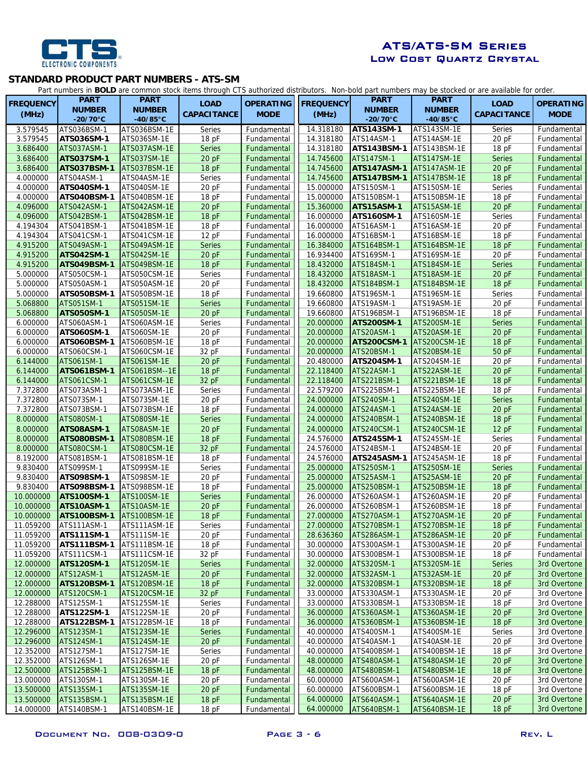# ATS/ATS-SM Series
## Low Cost Quartz Crystal

### STANDARD PRODUCT PART NUMBERS - ATS-SM

Part numbers in **BOLD** are common stock items through CTS authorized distributors. Non-bold part numbers may be stocked or are available for order.

| FREQUENCY (MHz) | PART NUMBER -20/70°C | PART NUMBER -40/85°C | LOAD CAPACITANCE | OPERATING MODE |
|---|---|---|---|---|
| 3.579545 | ATS036BSM-1 | ATS036BSM-1E | Series | Fundamental |
| 3.579545 | **ATS036SM-1** | ATS036SM-1E | 18 pF | Fundamental |
| 3.686400 | ATS037ASM-1 | ATS037ASM-1E | Series | Fundamental |
| 3.686400 | **ATS037SM-1** | ATS037SM-1E | 20 pF | Fundamental |
| 3.686400 | **ATS037BSM-1** | ATS037BSM-1E | 18 pF | Fundamental |
| 4.000000 | ATS04ASM-1 | ATS04ASM-1E | Series | Fundamental |
| 4.000000 | **ATS040SM-1** | ATS040SM-1E | 20 pF | Fundamental |
| 4.000000 | **ATS040BSM-1** | ATS040BSM-1E | 18 pF | Fundamental |
| 4.096000 | ATS042ASM-1 | ATS042ASM-1E | 20 pF | Fundamental |
| 4.096000 | ATS042BSM-1 | ATS042BSM-1E | 18 pF | Fundamental |
| 4.194304 | ATS041BSM-1 | ATS041BSM-1E | 18 pF | Fundamental |
| 4.194304 | ATS041CSM-1 | ATS041CSM-1E | 12 pF | Fundamental |
| 4.915200 | ATS049ASM-1 | ATS049ASM-1E | Series | Fundamental |
| 4.915200 | **ATS042SM-1** | ATS042SM-1E | 20 pF | Fundamental |
| 4.915200 | **ATS049BSM-1** | ATS049BSM-1E | 18 pF | Fundamental |
| 5.000000 | ATS050CSM-1 | ATS050CSM-1E | Series | Fundamental |
| 5.000000 | ATS050ASM-1 | ATS050ASM-1E | 20 pF | Fundamental |
| 5.000000 | **ATS050BSM-1** | ATS050BSM-1E | 18 pF | Fundamental |
| 5.068800 | ATS051SM-1 | ATS051SM-1E | Series | Fundamental |
| 5.068800 | **ATS050SM-1** | ATS050SM-1E | 20 pF | Fundamental |
| 6.000000 | ATS060ASM-1 | ATS060ASM-1E | Series | Fundamental |
| 6.000000 | **ATS060SM-1** | ATS060SM-1E | 20 pF | Fundamental |
| 6.000000 | **ATS060BSM-1** | ATS060BSM-1E | 18 pF | Fundamental |
| 6.000000 | ATS060CSM-1 | ATS060CSM-1E | 32 pF | Fundamental |
| 6.144000 | ATS061SM-1 | ATS061SM-1E | 20 pF | Fundamental |
| 6.144000 | **ATS061BSM-1** | ATS061BSM--1E | 18 pF | Fundamental |
| 6.144000 | ATS061CSM-1 | ATS061CSM-1E | 32 pF | Fundamental |
| 7.372800 | ATS073ASM-1 | ATS073ASM-1E | Series | Fundamental |
| 7.372800 | ATS073SM-1 | ATS073SM-1E | 20 pF | Fundamental |
| 7.372800 | ATS073BSM-1 | ATS073BSM-1E | 18 pF | Fundamental |
| 8.000000 | ATS080SM-1 | ATS080SM-1E | Series | Fundamental |
| 8.000000 | **ATS08ASM-1** | ATS08ASM-1E | 20 pF | Fundamental |
| 8.000000 | **ATS080BSM-1** | ATS080BSM-1E | 18 pF | Fundamental |
| 8.000000 | ATS080CSM-1 | ATS080CSM-1E | 32 pF | Fundamental |
| 8.192000 | ATS081BSM-1 | ATS081BSM-1E | 18 pF | Fundamental |
| 9.830400 | ATS099SM-1 | ATS099SM-1E | Series | Fundamental |
| 9.830400 | **ATS098SM-1** | ATS098SM-1E | 20 pF | Fundamental |
| 9.830400 | **ATS098BSM-1** | ATS098BSM-1E | 18 pF | Fundamental |
| 10.000000 | **ATS100SM-1** | ATS100SM-1E | Series | Fundamental |
| 10.000000 | **ATS10ASM-1** | ATS10ASM-1E | 20 pF | Fundamental |
| 10.000000 | **ATS100BSM-1** | ATS100BSM-1E | 18 pF | Fundamental |
| 11.059200 | ATS111ASM-1 | ATS111ASM-1E | Series | Fundamental |
| 11.059200 | **ATS111SM-1** | ATS111SM-1E | 20 pF | Fundamental |
| 11.059200 | **ATS111BSM-1** | ATS111BSM-1E | 18 pF | Fundamental |
| 11.059200 | ATS111CSM-1 | ATS111CSM-1E | 32 pF | Fundamental |
| 12.000000 | **ATS120SM-1** | ATS120SM-1E | Series | Fundamental |
| 12.000000 | ATS12ASM-1 | ATS12ASM-1E | 20 pF | Fundamental |
| 12.000000 | **ATS120BSM-1** | ATS120BSM-1E | 18 pF | Fundamental |
| 12.000000 | ATS120CSM-1 | ATS120CSM-1E | 32 pF | Fundamental |
| 12.288000 | ATS125SM-1 | ATS125SM-1E | Series | Fundamental |
| 12.288000 | **ATS122SM-1** | ATS122SM-1E | 20 pF | Fundamental |
| 12.288000 | **ATS122BSM-1** | ATS122BSM-1E | 18 pF | Fundamental |
| 12.296000 | ATS123SM-1 | ATS123SM-1E | Series | Fundamental |
| 12.296000 | ATS124SM-1 | ATS124SM-1E | 20 pF | Fundamental |
| 12.352000 | ATS127SM-1 | ATS127SM-1E | Series | Fundamental |
| 12.352000 | ATS126SM-1 | ATS126SM-1E | 20 pF | Fundamental |
| 12.500000 | ATS125BSM-1 | ATS125BSM-1E | 18 pF | Fundamental |
| 13.000000 | ATS130SM-1 | ATS130SM-1E | 20 pF | Fundamental |
| 13.500000 | ATS135SM-1 | ATS135SM-1E | 20 pF | Fundamental |
| 13.500000 | ATS135BSM-1 | ATS135BSM-1E | 18 pF | Fundamental |
| 14.000000 | ATS140BSM-1 | ATS140BSM-1E | 18 pF | Fundamental |
| 14.318180 | **ATS143SM-1** | ATS143SM-1E | Series | Fundamental |
| 14.318180 | ATS14ASM-1 | ATS14ASM-1E | 20 pF | Fundamental |
| 14.318180 | **ATS143BSM-1** | ATS143BSM-1E | 18 pF | Fundamental |
| 14.745600 | ATS147SM-1 | ATS147SM-1E | Series | Fundamental |
| 14.745600 | **ATS147ASM-1** | ATS147ASM-1E | 20 pF | Fundamental |
| 14.745600 | **ATS147BSM-1** | ATS147BSM-1E | 18 pF | Fundamental |
| 15.000000 | ATS150SM-1 | ATS150SM-1E | Series | Fundamental |
| 15.000000 | ATS150BSM-1 | ATS150BSM-1E | 18 pF | Fundamental |
| 15.360000 | **ATS15ASM-1** | ATS15ASM-1E | 20 pF | Fundamental |
| 16.000000 | **ATS160SM-1** | ATS160SM-1E | Series | Fundamental |
| 16.000000 | ATS16ASM-1 | ATS16ASM-1E | 20 pF | Fundamental |
| 16.000000 | ATS16BSM-1 | ATS16BSM-1E | 18 pF | Fundamental |
| 16.384000 | ATS164BSM-1 | ATS164BSM-1E | 18 pF | Fundamental |
| 16.934400 | ATS169SM-1 | ATS169SM-1E | 20 pF | Fundamental |
| 18.432000 | ATS184SM-1 | ATS184SM-1E | Series | Fundamental |
| 18.432000 | ATS18ASM-1 | ATS18ASM-1E | 20 pF | Fundamental |
| 18.432000 | ATS184BSM-1 | ATS184BSM-1E | 18 pF | Fundamental |
| 19.660800 | ATS196SM-1 | ATS196SM-1E | Series | Fundamental |
| 19.660800 | ATS19ASM-1 | ATS19ASM-1E | 20 pF | Fundamental |
| 19.660800 | ATS196BSM-1 | ATS196BSM-1E | 18 pF | Fundamental |
| 20.000000 | **ATS200SM-1** | ATS200SM-1E | Series | Fundamental |
| 20.000000 | ATS20ASM-1 | ATS20ASM-1E | 20 pF | Fundamental |
| 20.000000 | **ATS200CSM-1** | ATS200CSM-1E | 18 pF | Fundamental |
| 20.000000 | ATS20BSM-1 | ATS20BSM-1E | 50 pF | Fundamental |
| 20.480000 | **ATS204SM-1** | ATS204SM-1E | 20 pF | Fundamental |
| 22.118400 | ATS22ASM-1 | ATS22ASM-1E | 20 pF | Fundamental |
| 22.118400 | ATS221BSM-1 | ATS221BSM-1E | 18 pF | Fundamental |
| 22.579200 | ATS225BSM-1 | ATS225BSM-1E | 18 pF | Fundamental |
| 24.000000 | ATS240SM-1 | ATS240SM-1E | Series | Fundamental |
| 24.000000 | ATS24ASM-1 | ATS24ASM-1E | 20 pF | Fundamental |
| 24.000000 | ATS240BSM-1 | ATS240BSM-1E | 18 pF | Fundamental |
| 24.000000 | ATS240CSM-1 | ATS240CSM-1E | 12 pF | Fundamental |
| 24.576000 | **ATS245SM-1** | ATS245SM-1E | Series | Fundamental |
| 24.576000 | ATS24BSM-1 | ATS24BSM-1E | 20 pF | Fundamental |
| 24.576000 | **ATS245ASM-1** | ATS245ASM-1E | 18 pF | Fundamental |
| 25.000000 | ATS250SM-1 | ATS250SM-1E | Series | Fundamental |
| 25.000000 | ATS25ASM-1 | ATS25ASM-1E | 20 pF | Fundamental |
| 25.000000 | ATS250BSM-1 | ATS250BSM-1E | 18 pF | Fundamental |
| 26.000000 | ATS260ASM-1 | ATS260ASM-1E | 20 pF | Fundamental |
| 26.000000 | ATS260BSM-1 | ATS260BSM-1E | 18 pF | Fundamental |
| 27.000000 | ATS270ASM-1 | ATS270ASM-1E | 20 pF | Fundamental |
| 27.000000 | ATS270BSM-1 | ATS270BSM-1E | 18 pF | Fundamental |
| 28.636360 | ATS286ASM-1 | ATS286ASM-1E | 20 pF | Fundamental |
| 30.000000 | ATS300ASM-1 | ATS300ASM-1E | 20 pF | Fundamental |
| 30.000000 | ATS300BSM-1 | ATS300BSM-1E | 18 pF | Fundamental |
| 32.000000 | ATS320SM-1 | ATS320SM-1E | Series | 3rd Overtone |
| 32.000000 | ATS32ASM-1 | ATS32ASM-1E | 20 pF | 3rd Overtone |
| 32.000000 | ATS320BSM-1 | ATS320BSM-1E | 18 pF | 3rd Overtone |
| 33.000000 | ATS330ASM-1 | ATS330ASM-1E | 20 pF | 3rd Overtone |
| 33.000000 | ATS330BSM-1 | ATS330BSM-1E | 18 pF | 3rd Overtone |
| 36.000000 | ATS360ASM-1 | ATS360ASM-1E | 20 pF | 3rd Overtone |
| 36.000000 | ATS360BSM-1 | ATS360BSM-1E | 18 pF | 3rd Overtone |
| 40.000000 | ATS400SM-1 | ATS400SM-1E | Series | 3rd Overtone |
| 40.000000 | ATS40ASM-1 | ATS40ASM-1E | 20 pF | 3rd Overtone |
| 40.000000 | ATS400BSM-1 | ATS400BSM-1E | 18 pF | 3rd Overtone |
| 48.000000 | ATS480ASM-1 | ATS480ASM-1E | 20 pF | 3rd Overtone |
| 48.000000 | ATS480BSM-1 | ATS480BSM-1E | 18 pF | 3rd Overtone |
| 60.000000 | ATS600ASM-1 | ATS600ASM-1E | 20 pF | 3rd Overtone |
| 60.000000 | ATS600BSM-1 | ATS600BSM-1E | 18 pF | 3rd Overtone |
| 64.000000 | ATS640ASM-1 | ATS640ASM-1E | 20 pF | 3rd Overtone |
| 64.000000 | ATS640BSM-1 | ATS640BSM-1E | 18 pF | 3rd Overtone |

Document No. 008-0309-0 Rev. L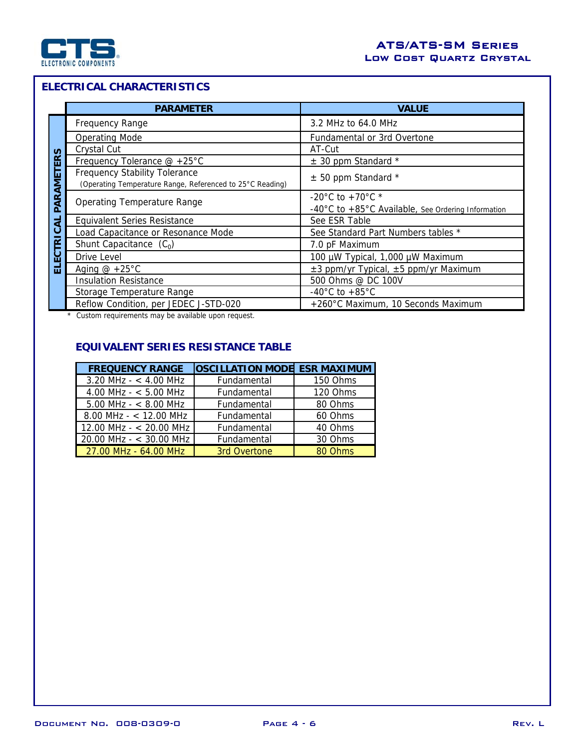## ELECTRICAL CHARACTERISTICS

| | PARAMETER | VALUE |
|---|---|---|
| ELECTRICAL PARAMETERS | Frequency Range | 3.2 MHz to 64.0 MHz |
| | Operating Mode | Fundamental or 3rd Overtone |
| | Crystal Cut | AT-Cut |
| | Frequency Tolerance @ +25°C | ± 30 ppm Standard * |
| | Frequency Stability Tolerance (Operating Temperature Range, Referenced to 25°C Reading) | ± 50 ppm Standard * |
| | Operating Temperature Range | -20°C to +70°C * -40°C to +85°C Available, See Ordering Information |
| | Equivalent Series Resistance | See ESR Table |
| | Load Capacitance or Resonance Mode | See Standard Part Numbers tables * |
| | Shunt Capacitance ($C_0$) | 7.0 pF Maximum |
| | Drive Level | 100 µW Typical, 1,000 µW Maximum |
| | Aging @ +25°C | ±3 ppm/yr Typical, ±5 ppm/yr Maximum |
| | Insulation Resistance | 500 Ohms @ DC 100V |
| | Storage Temperature Range | -40°C to +85°C |
| | Reflow Condition, per JEDEC J-STD-020 | +260°C Maximum, 10 Seconds Maximum |

\* Custom requirements may be available upon request.

### EQUIVALENT SERIES RESISTANCE TABLE

| FREQUENCY RANGE | OSCILLATION MODE | ESR MAXIMUM |
|---|---|---|
| 3.20 MHz - < 4.00 MHz | Fundamental | 150 Ohms |
| 4.00 MHz - < 5.00 MHz | Fundamental | 120 Ohms |
| 5.00 MHz - < 8.00 MHz | Fundamental | 80 Ohms |
| 8.00 MHz - < 12.00 MHz | Fundamental | 60 Ohms |
| 12.00 MHz - < 20.00 MHz | Fundamental | 40 Ohms |
| 20.00 MHz - < 30.00 MHz | Fundamental | 30 Ohms |
| 27.00 MHz - 64.00 MHz | 3rd Overtone | 80 Ohms |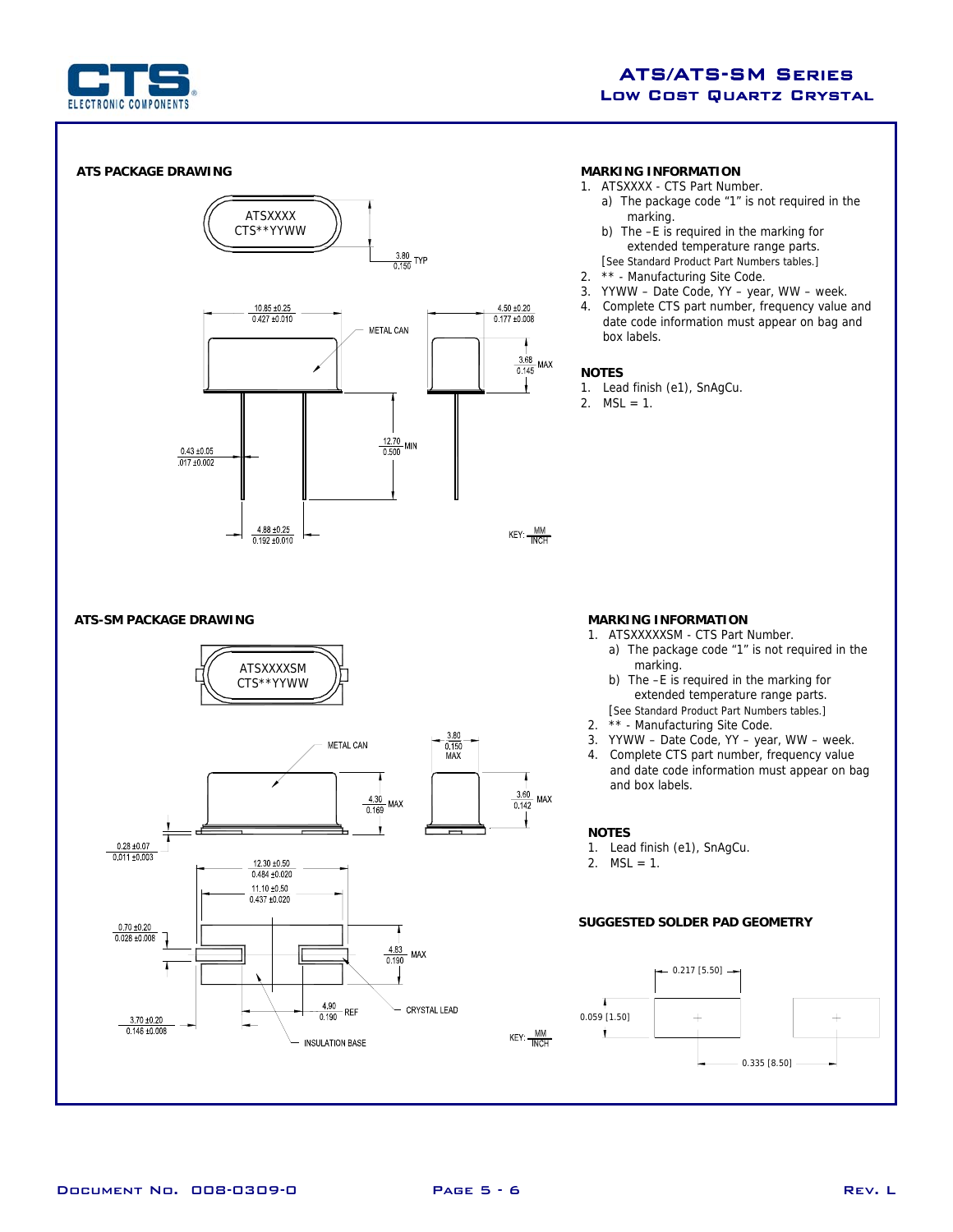## ATS/ATS-SM Series

### Low Cost Quartz Crystal

### ATS PACKAGE DRAWING

ATSXXXX
CTS**YYWW

3.80 / 0.150 TYP

10.85 ±0.25 / 0.427 ±0.010

METAL CAN

4.50 ±0.20 / 0.177 ±0.008

3.68 / 0.145 MAX

12.70 / 0.500 MIN

0.43 ±0.05 / .017 ±0.002

4.88 ±0.25 / 0.192 ±0.010

KEY: MM / INCH

### MARKING INFORMATION

1. ATSXXXX - CTS Part Number.
   a) The package code "1" is not required in the marking.
   b) The –E is required in the marking for extended temperature range parts.
   [See Standard Product Part Numbers tables.]
2. ** - Manufacturing Site Code.
3. YYWW – Date Code, YY – year, WW – week.
4. Complete CTS part number, frequency value and date code information must appear on bag and box labels.

### NOTES

1. Lead finish (e1), SnAgCu.
2. MSL = 1.

### ATS-SM PACKAGE DRAWING

ATSXXXXXSM
CTS**YYWW

METAL CAN

3.80 / 0.150 MAX

4.30 / 0.169 MAX

3.60 / 0.142 MAX

0.28 ±0.07 / 0.011 ±0.003

12.30 ±0.50 / 0.484 ±0.020

11.10 ±0.50 / 0.437 ±0.020

0.70 ±0.20 / 0.028 ±0.008

4.83 / 0.190 MAX

3.70 ±0.20 / 0.146 ±0.008

4.90 / 0.190 REF

CRYSTAL LEAD

INSULATION BASE

KEY: MM / INCH

### MARKING INFORMATION

1. ATSXXXXXSM - CTS Part Number.
   a) The package code "1" is not required in the marking.
   b) The –E is required in the marking for extended temperature range parts.
   [See Standard Product Part Numbers tables.]
2. ** - Manufacturing Site Code.
3. YYWW – Date Code, YY – year, WW – week.
4. Complete CTS part number, frequency value and date code information must appear on bag and box labels.

### NOTES

1. Lead finish (e1), SnAgCu.
2. MSL = 1.

### SUGGESTED SOLDER PAD GEOMETRY

0.217 [5.50]

0.059 [1.50]

0.335 [8.50]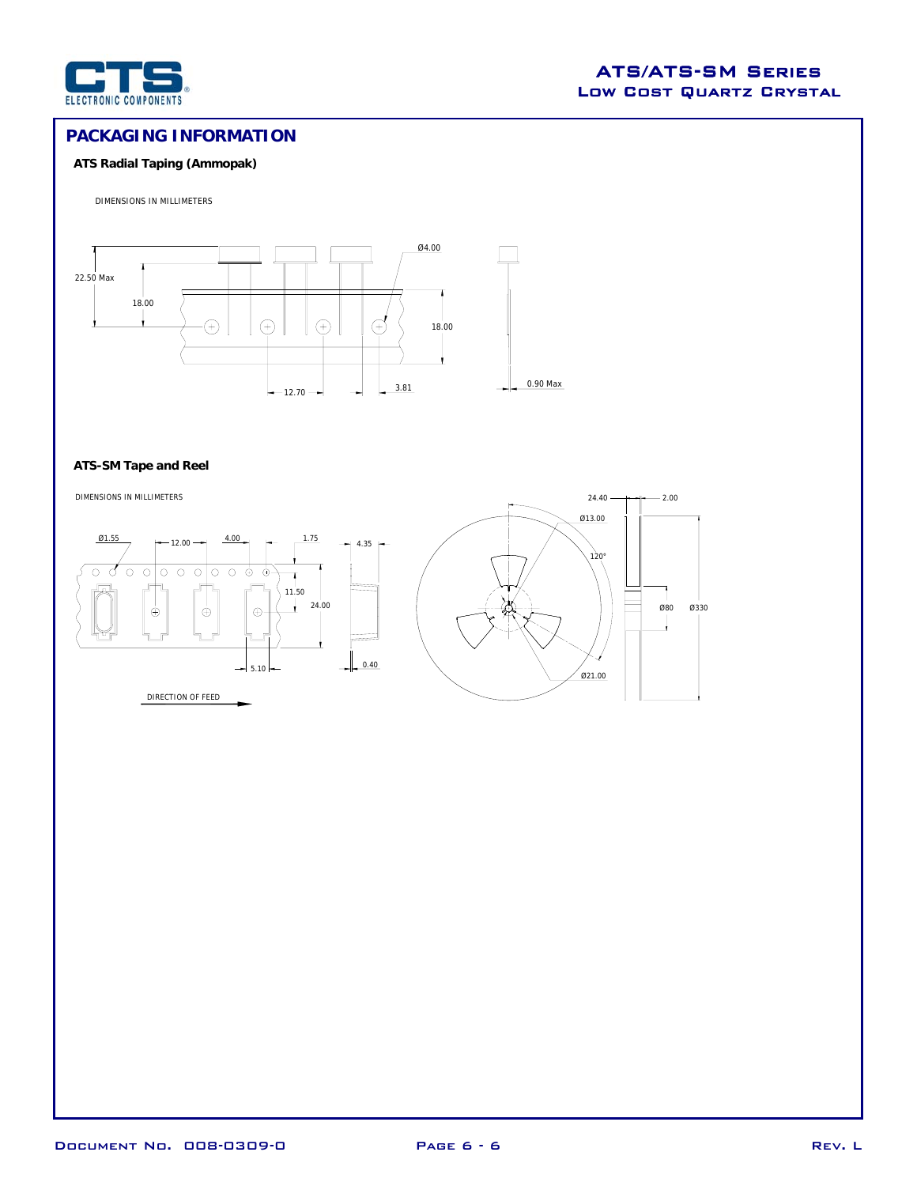## PACKAGING INFORMATION

### ATS Radial Taping (Ammopak)

DIMENSIONS IN MILLIMETERS

22.50 Max

18.00

Ø4.00

18.00

12.70

3.81

0.90 Max

### ATS-SM Tape and Reel

DIMENSIONS IN MILLIMETERS

Ø1.55

12.00

4.00

1.75

4.35

11.50

24.00

5.10

0.40

DIRECTION OF FEED

24.40

2.00

Ø13.00

120°

Ø80

Ø330

Ø21.00